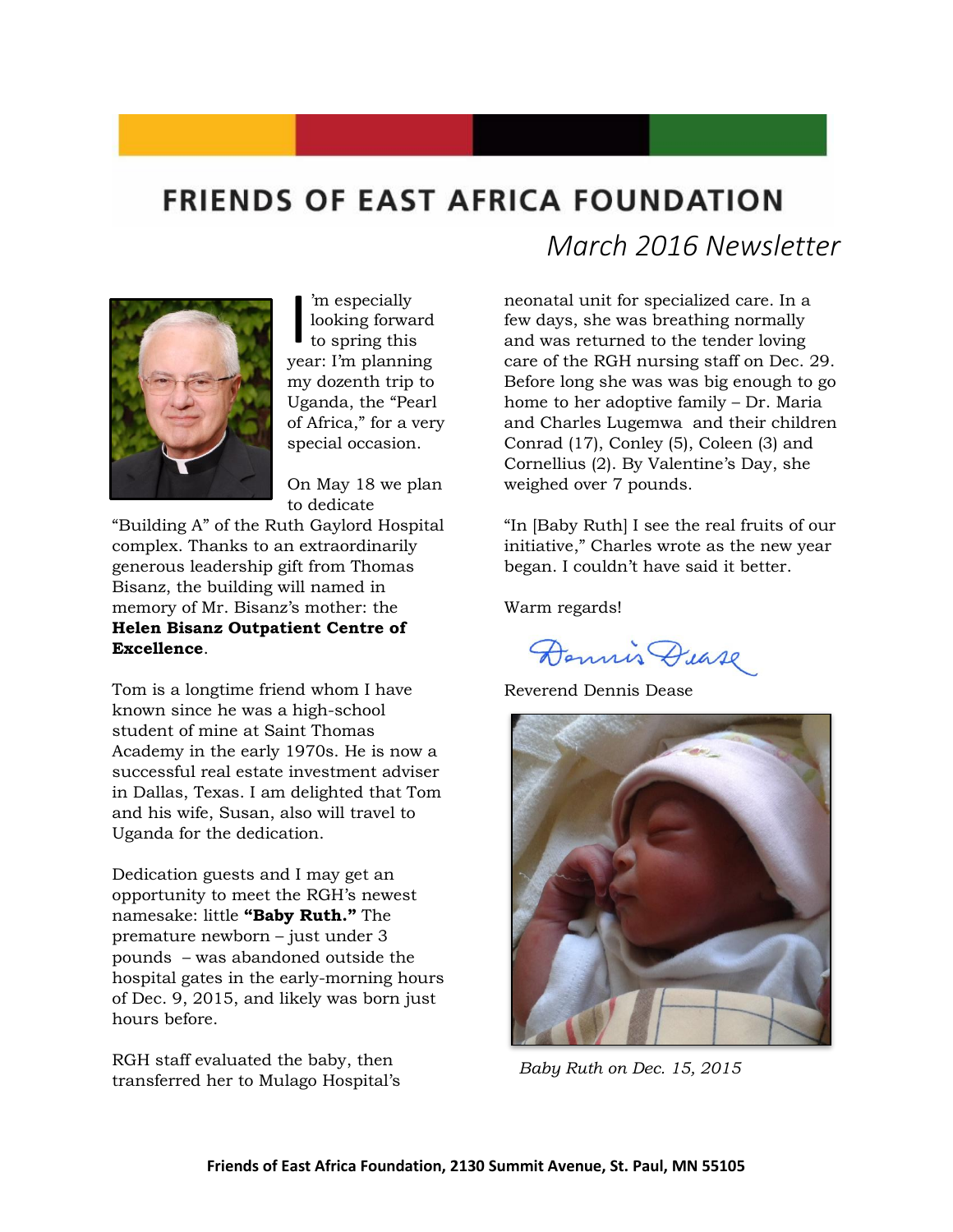# FRIENDS OF EAST AFRICA FOUNDATION

## *March 2016 Newsletter*

I'm especially looking forward to spring this year: I'm planning my dozenth trip to Uganda, the "Pearl of Africa," for a very special occasion.

On May 18 we plan to dedicate "Building A" of the Ruth Gaylord Hospital complex. Thanks to an extraordinarily generous leadership gift from Thomas Bisanz, the building will named in memory of Mr. Bisanz's mother: the **Helen Bisanz Outpatient Centre of Excellence**.

Tom is a longtime friend whom I have known since he was a high-school student of mine at Saint Thomas Academy in the early 1970s. He is now a successful real estate investment adviser in Dallas, Texas. I am delighted that Tom and his wife, Susan, also will travel to Uganda for the dedication.

Dedication guests and I may get an opportunity to meet the RGH's newest namesake: little **"Baby Ruth."** The premature newborn – just under 3 pounds – was abandoned outside the hospital gates in the early-morning hours of Dec. 9, 2015, and likely was born just hours before.

RGH staff evaluated the baby, then transferred her to Mulago Hospital's neonatal unit for specialized care. In a few days, she was breathing normally and was returned to the tender loving care of the RGH nursing staff on Dec. 29. Before long she was was big enough to go home to her adoptive family – Dr. Maria and Charles Lugemwa and their children Conrad (17), Conley (5), Coleen (3) and Cornellius (2). By Valentine's Day, she weighed over 7 pounds.

"In [Baby Ruth] I see the real fruits of our initiative," Charles wrote as the new year began. I couldn't have said it better.

Warm regards!

Dennis Dease

Reverend Dennis Dease

*Baby Ruth on Dec. 15, 2015*

Friends of East Africa Foundation, 2130 Summit Avenue, St. Paul, MN 55105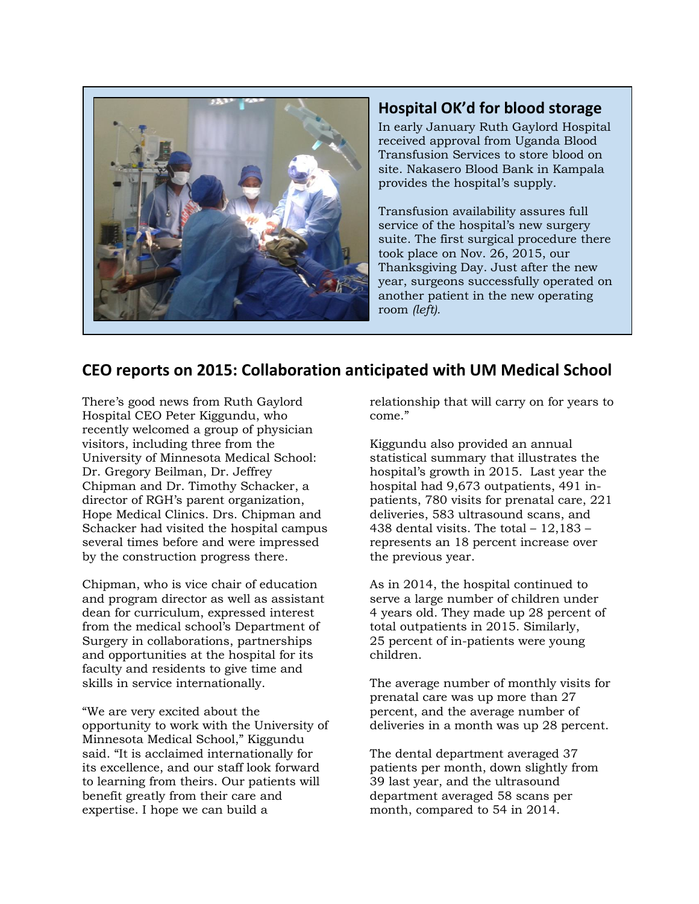## Hospital OK'd for blood storage

In early January Ruth Gaylord Hospital received approval from Uganda Blood Transfusion Services to store blood on site. Nakasero Blood Bank in Kampala provides the hospital's supply.

Transfusion availability assures full service of the hospital's new surgery suite. The first surgical procedure there took place on Nov. 26, 2015, our Thanksgiving Day. Just after the new year, surgeons successfully operated on another patient in the new operating room *(left).*

## CEO reports on 2015: Collaboration anticipated with UM Medical School

There's good news from Ruth Gaylord Hospital CEO Peter Kiggundu, who recently welcomed a group of physician visitors, including three from the University of Minnesota Medical School: Dr. Gregory Beilman, Dr. Jeffrey Chipman and Dr. Timothy Schacker, a director of RGH's parent organization, Hope Medical Clinics. Drs. Chipman and Schacker had visited the hospital campus several times before and were impressed by the construction progress there.

Chipman, who is vice chair of education and program director as well as assistant dean for curriculum, expressed interest from the medical school's Department of Surgery in collaborations, partnerships and opportunities at the hospital for its faculty and residents to give time and skills in service internationally.

"We are very excited about the opportunity to work with the University of Minnesota Medical School," Kiggundu said. "It is acclaimed internationally for its excellence, and our staff look forward to learning from theirs. Our patients will benefit greatly from their care and expertise. I hope we can build a relationship that will carry on for years to come."

Kiggundu also provided an annual statistical summary that illustrates the hospital's growth in 2015. Last year the hospital had 9,673 outpatients, 491 in-patients, 780 visits for prenatal care, 221 deliveries, 583 ultrasound scans, and 438 dental visits. The total – 12,183 – represents an 18 percent increase over the previous year.

As in 2014, the hospital continued to serve a large number of children under 4 years old. They made up 28 percent of total outpatients in 2015. Similarly, 25 percent of in-patients were young children.

The average number of monthly visits for prenatal care was up more than 27 percent, and the average number of deliveries in a month was up 28 percent.

The dental department averaged 37 patients per month, down slightly from 39 last year, and the ultrasound department averaged 58 scans per month, compared to 54 in 2014.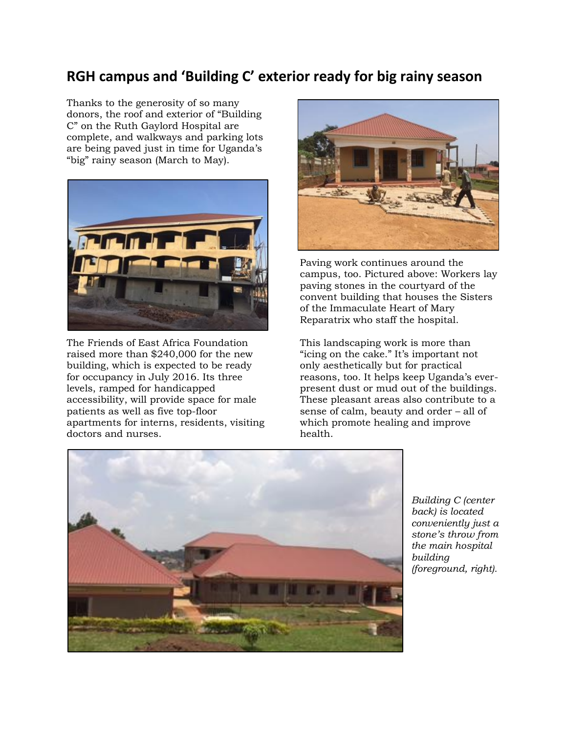## RGH campus and 'Building C' exterior ready for big rainy season

Thanks to the generosity of so many donors, the roof and exterior of "Building C" on the Ruth Gaylord Hospital are complete, and walkways and parking lots are being paved just in time for Uganda's "big" rainy season (March to May).

The Friends of East Africa Foundation raised more than $240,000 for the new building, which is expected to be ready for occupancy in July 2016. Its three levels, ramped for handicapped accessibility, will provide space for male patients as well as five top-floor apartments for interns, residents, visiting doctors and nurses.

Paving work continues around the campus, too. Pictured above: Workers lay paving stones in the courtyard of the convent building that houses the Sisters of the Immaculate Heart of Mary Reparatrix who staff the hospital.

This landscaping work is more than "icing on the cake." It's important not only aesthetically but for practical reasons, too. It helps keep Uganda's ever-present dust or mud out of the buildings. These pleasant areas also contribute to a sense of calm, beauty and order – all of which promote healing and improve health.

*Building C (center back) is located conveniently just a stone's throw from the main hospital building (foreground, right).*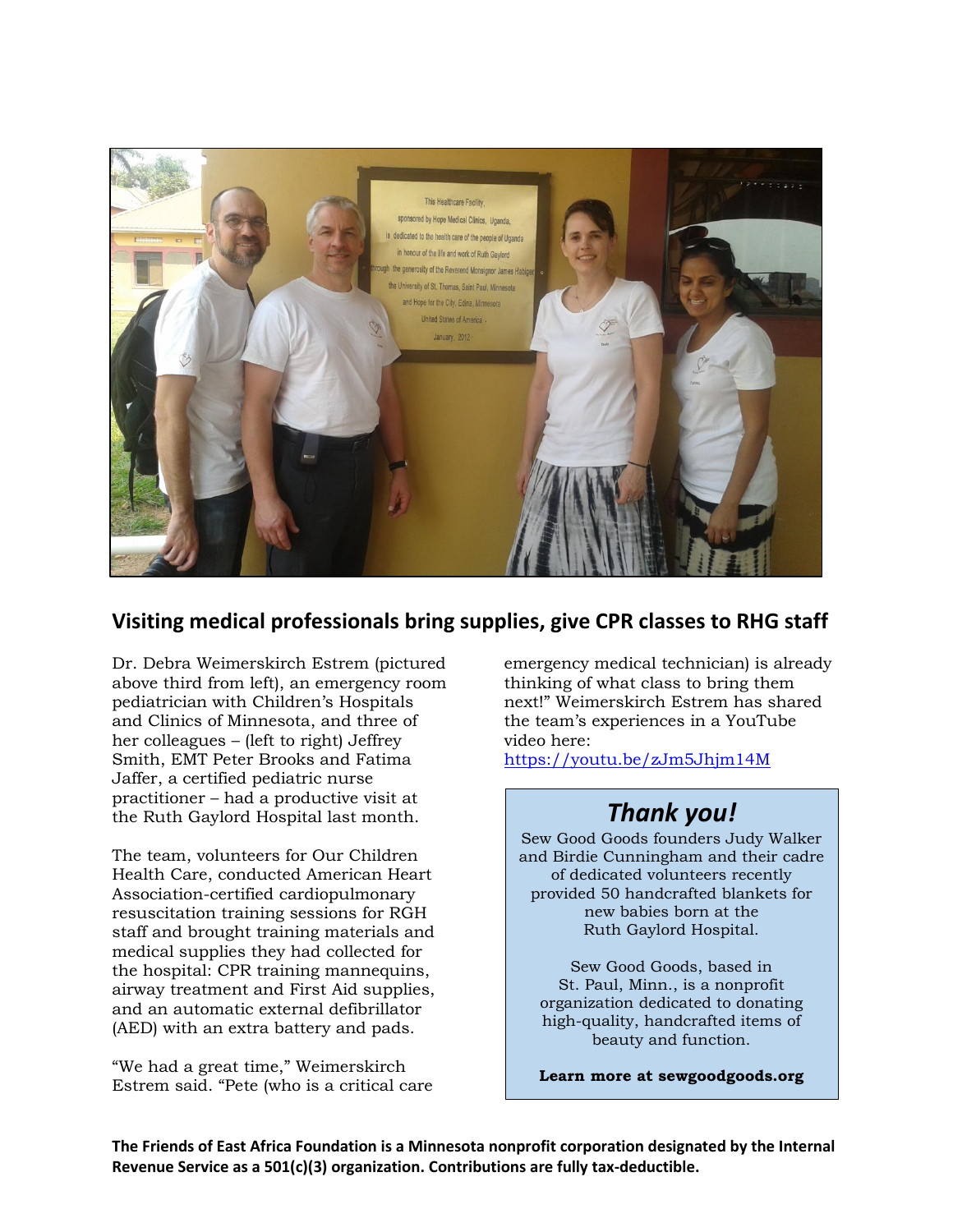## Visiting medical professionals bring supplies, give CPR classes to RHG staff

Dr. Debra Weimerskirch Estrem (pictured above third from left), an emergency room pediatrician with Children's Hospitals and Clinics of Minnesota, and three of her colleagues – (left to right) Jeffrey Smith, EMT Peter Brooks and Fatima Jaffer, a certified pediatric nurse practitioner – had a productive visit at the Ruth Gaylord Hospital last month.

The team, volunteers for Our Children Health Care, conducted American Heart Association-certified cardiopulmonary resuscitation training sessions for RGH staff and brought training materials and medical supplies they had collected for the hospital: CPR training mannequins, airway treatment and First Aid supplies, and an automatic external defibrillator (AED) with an extra battery and pads.

"We had a great time," Weimerskirch Estrem said. "Pete (who is a critical care emergency medical technician) is already thinking of what class to bring them next!" Weimerskirch Estrem has shared the team's experiences in a YouTube video here: https://youtu.be/zJm5Jhjm14M

### *Thank you!*

Sew Good Goods founders Judy Walker and Birdie Cunningham and their cadre of dedicated volunteers recently provided 50 handcrafted blankets for new babies born at the Ruth Gaylord Hospital.

Sew Good Goods, based in St. Paul, Minn., is a nonprofit organization dedicated to donating high-quality, handcrafted items of beauty and function.

**Learn more at sewgoodgoods.org**

**The Friends of East Africa Foundation is a Minnesota nonprofit corporation designated by the Internal Revenue Service as a 501(c)(3) organization. Contributions are fully tax-deductible.**